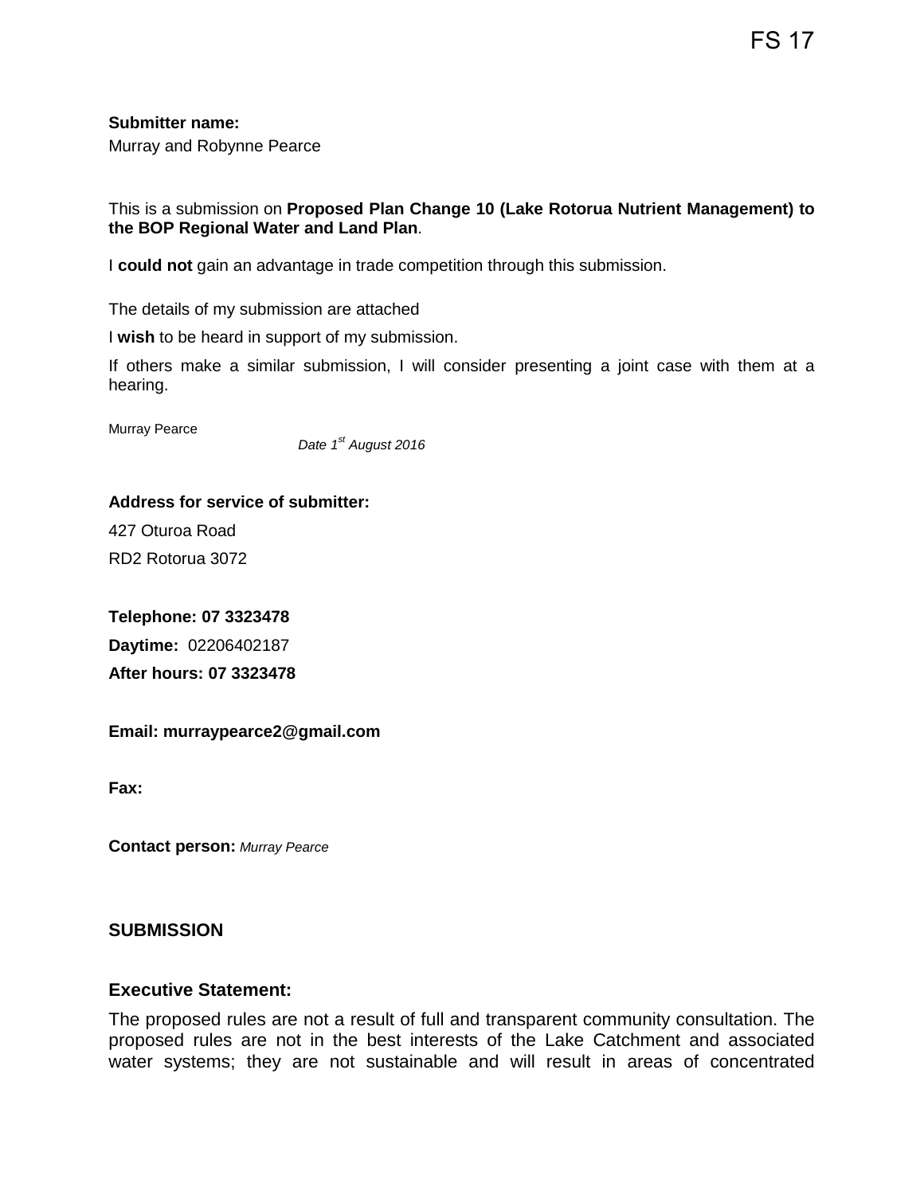FS 17

**Submitter name:**

Murray and Robynne Pearce

This is a submission on **Proposed Plan Change 10 (Lake Rotorua Nutrient Management) to the BOP Regional Water and Land Plan**.

I **could not** gain an advantage in trade competition through this submission.

The details of my submission are attached

I **wish** to be heard in support of my submission.

If others make a similar submission, I will consider presenting a joint case with them at a hearing.

Murray Pearce

*Date 1st August 2016*

**Address for service of submitter:**

427 Oturoa Road

RD2 Rotorua 3072

**Telephone: 07 3323478**

**Daytime:** 02206402187

**After hours: 07 3323478**

**Email: murraypearce2@gmail.com**

**Fax:**

**Contact person:** *Murray Pearce*

## SUBMISSION

### Executive Statement:

The proposed rules are not a result of full and transparent community consultation. The proposed rules are not in the best interests of the Lake Catchment and associated water systems; they are not sustainable and will result in areas of concentrated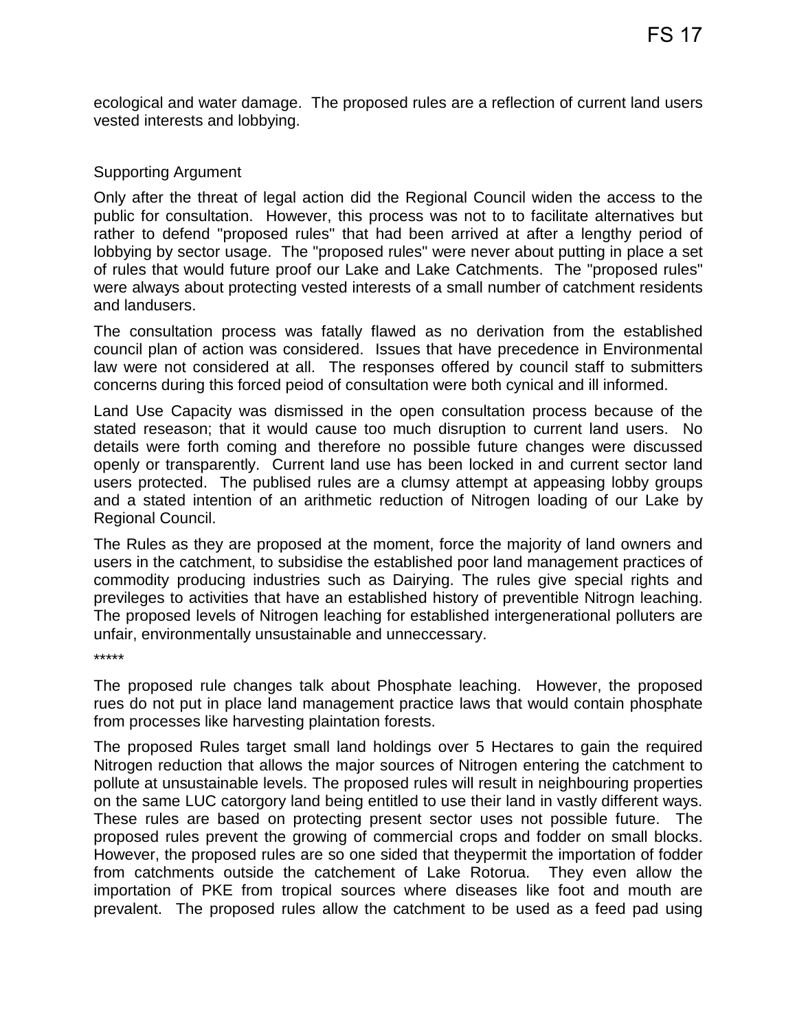ecological and water damage. The proposed rules are a reflection of current land users vested interests and lobbying.

Supporting Argument

Only after the threat of legal action did the Regional Council widen the access to the public for consultation. However, this process was not to to facilitate alternatives but rather to defend "proposed rules" that had been arrived at after a lengthy period of lobbying by sector usage. The "proposed rules" were never about putting in place a set of rules that would future proof our Lake and Lake Catchments. The "proposed rules" were always about protecting vested interests of a small number of catchment residents and landusers.

The consultation process was fatally flawed as no derivation from the established council plan of action was considered. Issues that have precedence in Environmental law were not considered at all. The responses offered by council staff to submitters concerns during this forced peiod of consultation were both cynical and ill informed.

Land Use Capacity was dismissed in the open consultation process because of the stated reseason; that it would cause too much disruption to current land users. No details were forth coming and therefore no possible future changes were discussed openly or transparently. Current land use has been locked in and current sector land users protected. The publised rules are a clumsy attempt at appeasing lobby groups and a stated intention of an arithmetic reduction of Nitrogen loading of our Lake by Regional Council.

The Rules as they are proposed at the moment, force the majority of land owners and users in the catchment, to subsidise the established poor land management practices of commodity producing industries such as Dairying. The rules give special rights and previleges to activities that have an established history of preventible Nitrogn leaching. The proposed levels of Nitrogen leaching for established intergenerational polluters are unfair, environmentally unsustainable and unneccessary.

*****

The proposed rule changes talk about Phosphate leaching. However, the proposed rues do not put in place land management practice laws that would contain phosphate from processes like harvesting plaintation forests.

The proposed Rules target small land holdings over 5 Hectares to gain the required Nitrogen reduction that allows the major sources of Nitrogen entering the catchment to pollute at unsustainable levels. The proposed rules will result in neighbouring properties on the same LUC catorgory land being entitled to use their land in vastly different ways. These rules are based on protecting present sector uses not possible future. The proposed rules prevent the growing of commercial crops and fodder on small blocks. However, the proposed rules are so one sided that theypermit the importation of fodder from catchments outside the catchement of Lake Rotorua. They even allow the importation of PKE from tropical sources where diseases like foot and mouth are prevalent. The proposed rules allow the catchment to be used as a feed pad using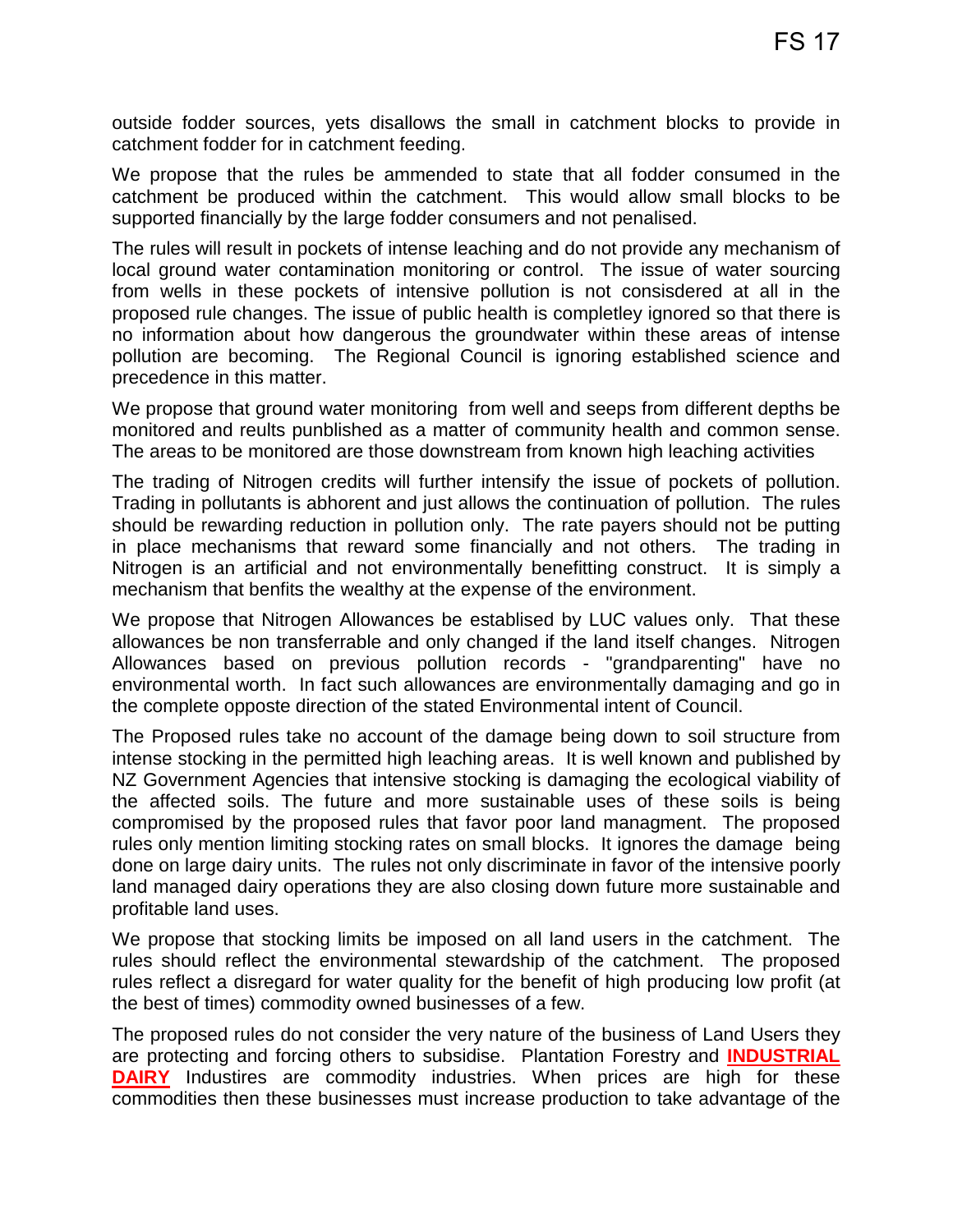outside fodder sources, yets disallows the small in catchment blocks to provide in catchment fodder for in catchment feeding.

We propose that the rules be ammended to state that all fodder consumed in the catchment be produced within the catchment. This would allow small blocks to be supported financially by the large fodder consumers and not penalised.

The rules will result in pockets of intense leaching and do not provide any mechanism of local ground water contamination monitoring or control. The issue of water sourcing from wells in these pockets of intensive pollution is not consisdered at all in the proposed rule changes. The issue of public health is completley ignored so that there is no information about how dangerous the groundwater within these areas of intense pollution are becoming. The Regional Council is ignoring established science and precedence in this matter.

We propose that ground water monitoring from well and seeps from different depths be monitored and reults punblished as a matter of community health and common sense. The areas to be monitored are those downstream from known high leaching activities

The trading of Nitrogen credits will further intensify the issue of pockets of pollution. Trading in pollutants is abhorent and just allows the continuation of pollution. The rules should be rewarding reduction in pollution only. The rate payers should not be putting in place mechanisms that reward some financially and not others. The trading in Nitrogen is an artificial and not environmentally benefitting construct. It is simply a mechanism that benfits the wealthy at the expense of the environment.

We propose that Nitrogen Allowances be establised by LUC values only. That these allowances be non transferrable and only changed if the land itself changes. Nitrogen Allowances based on previous pollution records - "grandparenting" have no environmental worth. In fact such allowances are environmentally damaging and go in the complete opposte direction of the stated Environmental intent of Council.

The Proposed rules take no account of the damage being down to soil structure from intense stocking in the permitted high leaching areas. It is well known and published by NZ Government Agencies that intensive stocking is damaging the ecological viability of the affected soils. The future and more sustainable uses of these soils is being compromised by the proposed rules that favor poor land managment. The proposed rules only mention limiting stocking rates on small blocks. It ignores the damage being done on large dairy units. The rules not only discriminate in favor of the intensive poorly land managed dairy operations they are also closing down future more sustainable and profitable land uses.

We propose that stocking limits be imposed on all land users in the catchment. The rules should reflect the environmental stewardship of the catchment. The proposed rules reflect a disregard for water quality for the benefit of high producing low profit (at the best of times) commodity owned businesses of a few.

The proposed rules do not consider the very nature of the business of Land Users they are protecting and forcing others to subsidise. Plantation Forestry and **INDUSTRIAL DAIRY** Industires are commodity industries. When prices are high for these commodities then these businesses must increase production to take advantage of the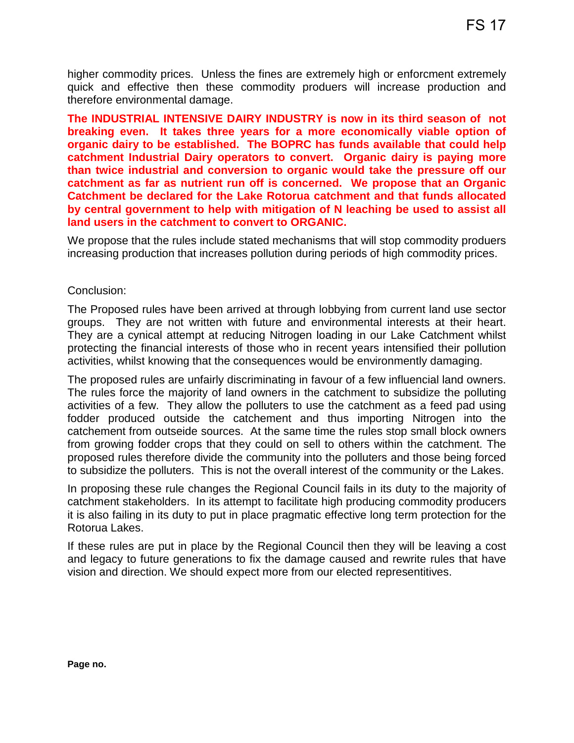higher commodity prices. Unless the fines are extremely high or enforcment extremely quick and effective then these commodity producers will increase production and therefore environmental damage.

**The INDUSTRIAL INTENSIVE DAIRY INDUSTRY is now in its third season of not breaking even. It takes three years for a more economically viable option of organic dairy to be established. The BOPRC has funds available that could help catchment Industrial Dairy operators to convert. Organic dairy is paying more than twice industrial and conversion to organic would take the pressure off our catchment as far as nutrient run off is concerned. We propose that an Organic Catchment be declared for the Lake Rotorua catchment and that funds allocated by central government to help with mitigation of N leaching be used to assist all land users in the catchment to convert to ORGANIC.**

We propose that the rules include stated mechanisms that will stop commodity produers increasing production that increases pollution during periods of high commodity prices.

Conclusion:

The Proposed rules have been arrived at through lobbying from current land use sector groups. They are not written with future and environmental interests at their heart. They are a cynical attempt at reducing Nitrogen loading in our Lake Catchment whilst protecting the financial interests of those who in recent years intensified their pollution activities, whilst knowing that the consequences would be environmentally damaging.

The proposed rules are unfairly discriminating in favour of a few influencial land owners. The rules force the majority of land owners in the catchment to subsidize the polluting activities of a few. They allow the polluters to use the catchment as a feed pad using fodder produced outside the catchement and thus importing Nitrogen into the catchement from outseide sources. At the same time the rules stop small block owners from growing fodder crops that they could on sell to others within the catchment. The proposed rules therefore divide the community into the polluters and those being forced to subsidize the polluters. This is not the overall interest of the community or the Lakes.

In proposing these rule changes the Regional Council fails in its duty to the majority of catchment stakeholders. In its attempt to facilitate high producing commodity producers it is also failing in its duty to put in place pragmatic effective long term protection for the Rotorua Lakes.

If these rules are put in place by the Regional Council then they will be leaving a cost and legacy to future generations to fix the damage caused and rewrite rules that have vision and direction. We should expect more from our elected representitives.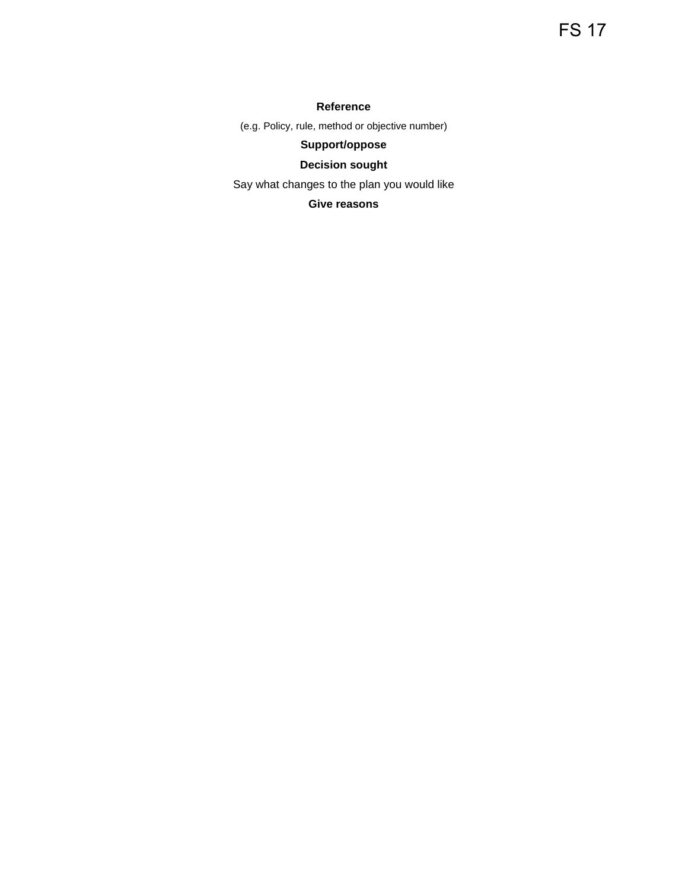FS 17

**Reference**

(e.g. Policy, rule, method or objective number)

**Support/oppose**

**Decision sought**

Say what changes to the plan you would like

**Give reasons**